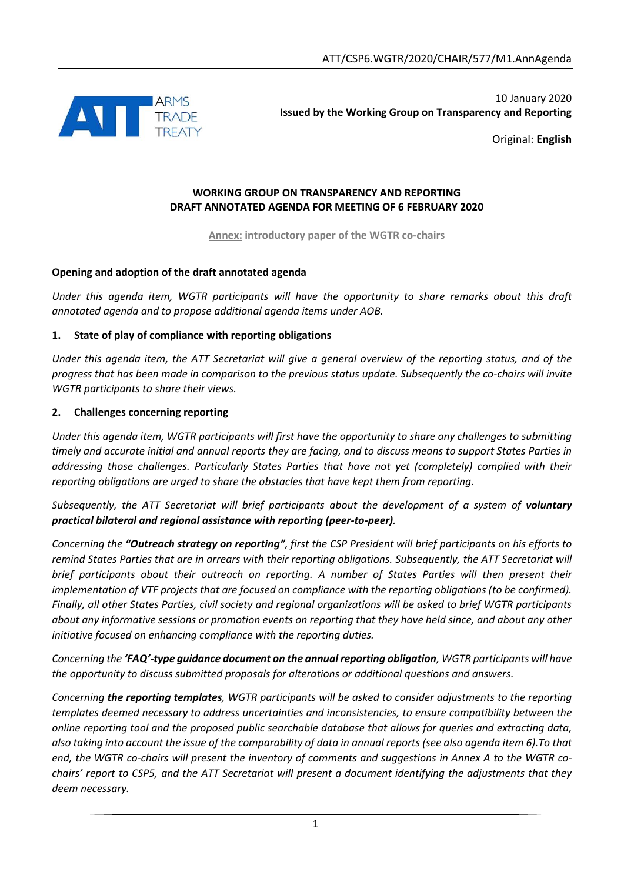ATT/CSP6.WGTR/2020/CHAIR/577/M1.AnnAgenda

10 January 2020

**Issued by the Working Group on Transparency and Reporting**

Original: **English**

**WORKING GROUP ON TRANSPARENCY AND REPORTING**
**DRAFT ANNOTATED AGENDA FOR MEETING OF 6 FEBRUARY 2020**

**Annex: introductory paper of the WGTR co-chairs**

**Opening and adoption of the draft annotated agenda**

*Under this agenda item, WGTR participants will have the opportunity to share remarks about this draft annotated agenda and to propose additional agenda items under AOB.*

**1. State of play of compliance with reporting obligations**

*Under this agenda item, the ATT Secretariat will give a general overview of the reporting status, and of the progress that has been made in comparison to the previous status update. Subsequently the co-chairs will invite WGTR participants to share their views.*

**2. Challenges concerning reporting**

*Under this agenda item, WGTR participants will first have the opportunity to share any challenges to submitting timely and accurate initial and annual reports they are facing, and to discuss means to support States Parties in addressing those challenges. Particularly States Parties that have not yet (completely) complied with their reporting obligations are urged to share the obstacles that have kept them from reporting.*

*Subsequently, the ATT Secretariat will brief participants about the development of a system of* ***voluntary practical bilateral and regional assistance with reporting (peer-to-peer)****.*

*Concerning the* ***"Outreach strategy on reporting"****, first the CSP President will brief participants on his efforts to remind States Parties that are in arrears with their reporting obligations. Subsequently, the ATT Secretariat will brief participants about their outreach on reporting. A number of States Parties will then present their implementation of VTF projects that are focused on compliance with the reporting obligations (to be confirmed). Finally, all other States Parties, civil society and regional organizations will be asked to brief WGTR participants about any informative sessions or promotion events on reporting that they have held since, and about any other initiative focused on enhancing compliance with the reporting duties.*

*Concerning the* ***'FAQ'-type guidance document on the annual reporting obligation****, WGTR participants will have the opportunity to discuss submitted proposals for alterations or additional questions and answers.*

*Concerning* ***the reporting templates****, WGTR participants will be asked to consider adjustments to the reporting templates deemed necessary to address uncertainties and inconsistencies, to ensure compatibility between the online reporting tool and the proposed public searchable database that allows for queries and extracting data, also taking into account the issue of the comparability of data in annual reports (see also agenda item 6).To that end, the WGTR co-chairs will present the inventory of comments and suggestions in Annex A to the WGTR co-chairs' report to CSP5, and the ATT Secretariat will present a document identifying the adjustments that they deem necessary.*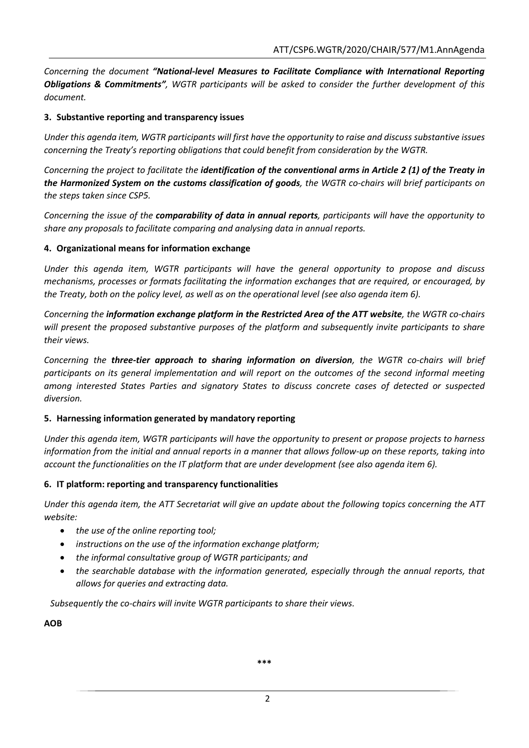*Concerning the document **"National-level Measures to Facilitate Compliance with International Reporting Obligations & Commitments"**, WGTR participants will be asked to consider the further development of this document.*

**3. Substantive reporting and transparency issues**

*Under this agenda item, WGTR participants will first have the opportunity to raise and discuss substantive issues concerning the Treaty's reporting obligations that could benefit from consideration by the WGTR.*

*Concerning the project to facilitate the **identification of the conventional arms in Article 2 (1) of the Treaty in the Harmonized System on the customs classification of goods**, the WGTR co-chairs will brief participants on the steps taken since CSP5.*

*Concerning the issue of the **comparability of data in annual reports**, participants will have the opportunity to share any proposals to facilitate comparing and analysing data in annual reports.*

**4. Organizational means for information exchange**

*Under this agenda item, WGTR participants will have the general opportunity to propose and discuss mechanisms, processes or formats facilitating the information exchanges that are required, or encouraged, by the Treaty, both on the policy level, as well as on the operational level (see also agenda item 6).*

*Concerning the **information exchange platform in the Restricted Area of the ATT website**, the WGTR co-chairs will present the proposed substantive purposes of the platform and subsequently invite participants to share their views.*

*Concerning the **three-tier approach to sharing information on diversion**, the WGTR co-chairs will brief participants on its general implementation and will report on the outcomes of the second informal meeting among interested States Parties and signatory States to discuss concrete cases of detected or suspected diversion.*

**5. Harnessing information generated by mandatory reporting**

*Under this agenda item, WGTR participants will have the opportunity to present or propose projects to harness information from the initial and annual reports in a manner that allows follow-up on these reports, taking into account the functionalities on the IT platform that are under development (see also agenda item 6).*

**6. IT platform: reporting and transparency functionalities**

*Under this agenda item, the ATT Secretariat will give an update about the following topics concerning the ATT website:*

- *the use of the online reporting tool;*
- *instructions on the use of the information exchange platform;*
- *the informal consultative group of WGTR participants; and*
- *the searchable database with the information generated, especially through the annual reports, that allows for queries and extracting data.*

*Subsequently the co-chairs will invite WGTR participants to share their views.*

**AOB**

\*\*\*